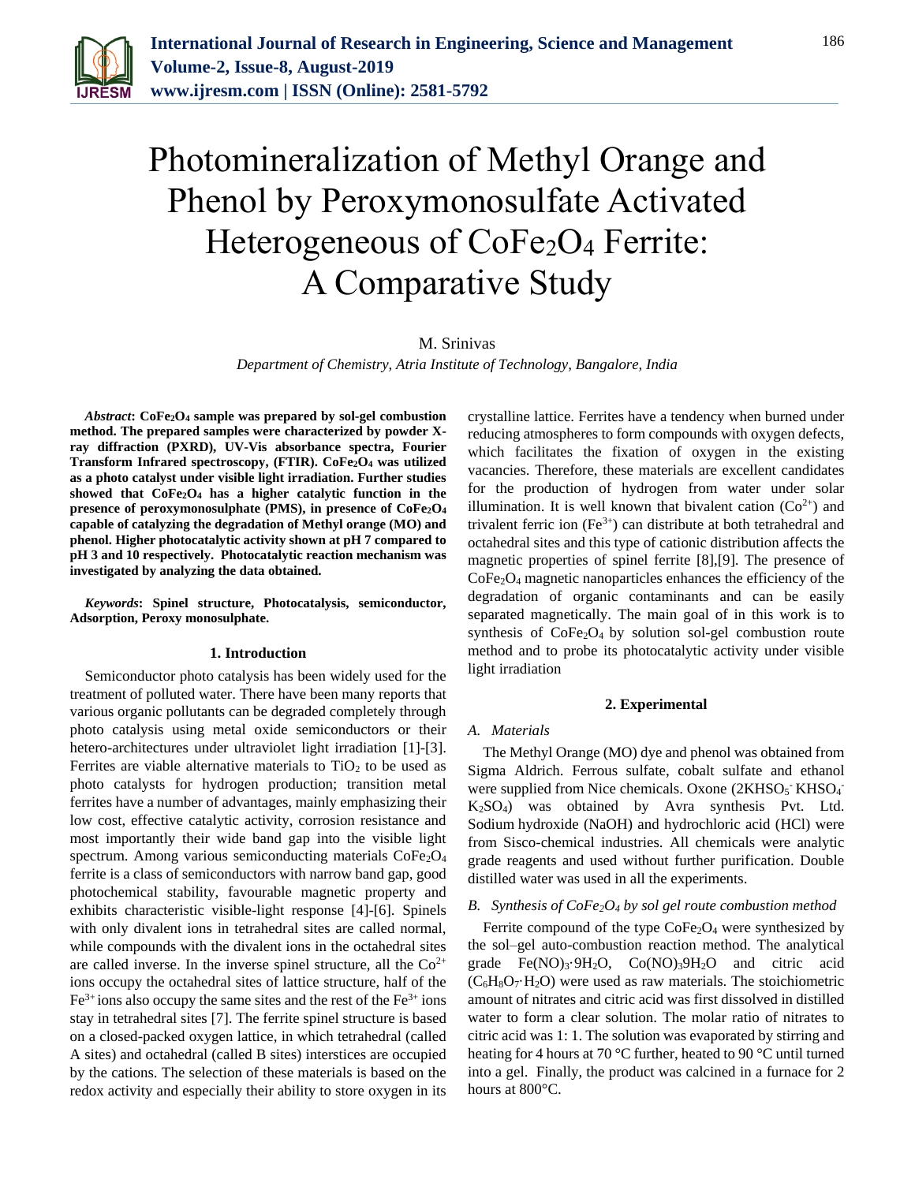# Photomineralization of Methyl Orange and Phenol by Peroxymonosulfate Activated Heterogeneous of $CoFe_2O_4$ Ferrite: A Comparative Study

M. Srinivas

*Department of Chemistry, Atria Institute of Technology, Bangalore, India*

***Abstract*: $CoFe_2O_4$ sample was prepared by sol-gel combustion method. The prepared samples were characterized by powder X-ray diffraction (PXRD), UV-Vis absorbance spectra, Fourier Transform Infrared spectroscopy, (FTIR). $CoFe_2O_4$ was utilized as a photo catalyst under visible light irradiation. Further studies showed that $CoFe_2O_4$ has a higher catalytic function in the presence of peroxymonosulphate (PMS), in presence of $CoFe_2O_4$ capable of catalyzing the degradation of Methyl orange (MO) and phenol. Higher photocatalytic activity shown at pH 7 compared to pH 3 and 10 respectively. Photocatalytic reaction mechanism was investigated by analyzing the data obtained.**

***Keywords*: Spinel structure, Photocatalysis, semiconductor, Adsorption, Peroxy monosulphate.**

## 1. Introduction

Semiconductor photo catalysis has been widely used for the treatment of polluted water. There have been many reports that various organic pollutants can be degraded completely through photo catalysis using metal oxide semiconductors or their hetero-architectures under ultraviolet light irradiation [1]-[3]. Ferrites are viable alternative materials to $TiO_2$ to be used as photo catalysts for hydrogen production; transition metal ferrites have a number of advantages, mainly emphasizing their low cost, effective catalytic activity, corrosion resistance and most importantly their wide band gap into the visible light spectrum. Among various semiconducting materials $CoFe_2O_4$ ferrite is a class of semiconductors with narrow band gap, good photochemical stability, favourable magnetic property and exhibits characteristic visible-light response [4]-[6]. Spinels with only divalent ions in tetrahedral sites are called normal, while compounds with the divalent ions in the octahedral sites are called inverse. In the inverse spinel structure, all the $Co^{2+}$ ions occupy the octahedral sites of lattice structure, half of the $Fe^{3+}$ ions also occupy the same sites and the rest of the $Fe^{3+}$ ions stay in tetrahedral sites [7]. The ferrite spinel structure is based on a closed-packed oxygen lattice, in which tetrahedral (called A sites) and octahedral (called B sites) interstices are occupied by the cations. The selection of these materials is based on the redox activity and especially their ability to store oxygen in its crystalline lattice. Ferrites have a tendency when burned under reducing atmospheres to form compounds with oxygen defects, which facilitates the fixation of oxygen in the existing vacancies. Therefore, these materials are excellent candidates for the production of hydrogen from water under solar illumination. It is well known that bivalent cation ($Co^{2+}$) and trivalent ferric ion ($Fe^{3+}$) can distribute at both tetrahedral and octahedral sites and this type of cationic distribution affects the magnetic properties of spinel ferrite [8],[9]. The presence of $CoFe_2O_4$ magnetic nanoparticles enhances the efficiency of the degradation of organic contaminants and can be easily separated magnetically. The main goal of in this work is to synthesis of $CoFe_2O_4$ by solution sol-gel combustion route method and to probe its photocatalytic activity under visible light irradiation

## 2. Experimental

### *A. Materials*

The Methyl Orange (MO) dye and phenol was obtained from Sigma Aldrich. Ferrous sulfate, cobalt sulfate and ethanol were supplied from Nice chemicals. Oxone ($2KHSO_5^{-}\,KHSO_4^{-}\,K_2SO_4$) was obtained by Avra synthesis Pvt. Ltd. Sodium hydroxide (NaOH) and hydrochloric acid (HCl) were from Sisco-chemical industries. All chemicals were analytic grade reagents and used without further purification. Double distilled water was used in all the experiments.

### *B. Synthesis of $CoFe_2O_4$ by sol gel route combustion method*

Ferrite compound of the type $CoFe_2O_4$ were synthesized by the sol–gel auto-combustion reaction method. The analytical grade $Fe(NO)_3{\cdot}9H_2O$, $Co(NO)_39H_2O$ and citric acid ($C_6H_8O_7{\cdot}H_2O$) were used as raw materials. The stoichiometric amount of nitrates and citric acid was first dissolved in distilled water to form a clear solution. The molar ratio of nitrates to citric acid was 1: 1. The solution was evaporated by stirring and heating for 4 hours at 70 °C further, heated to 90 °C until turned into a gel. Finally, the product was calcined in a furnace for 2 hours at 800°C.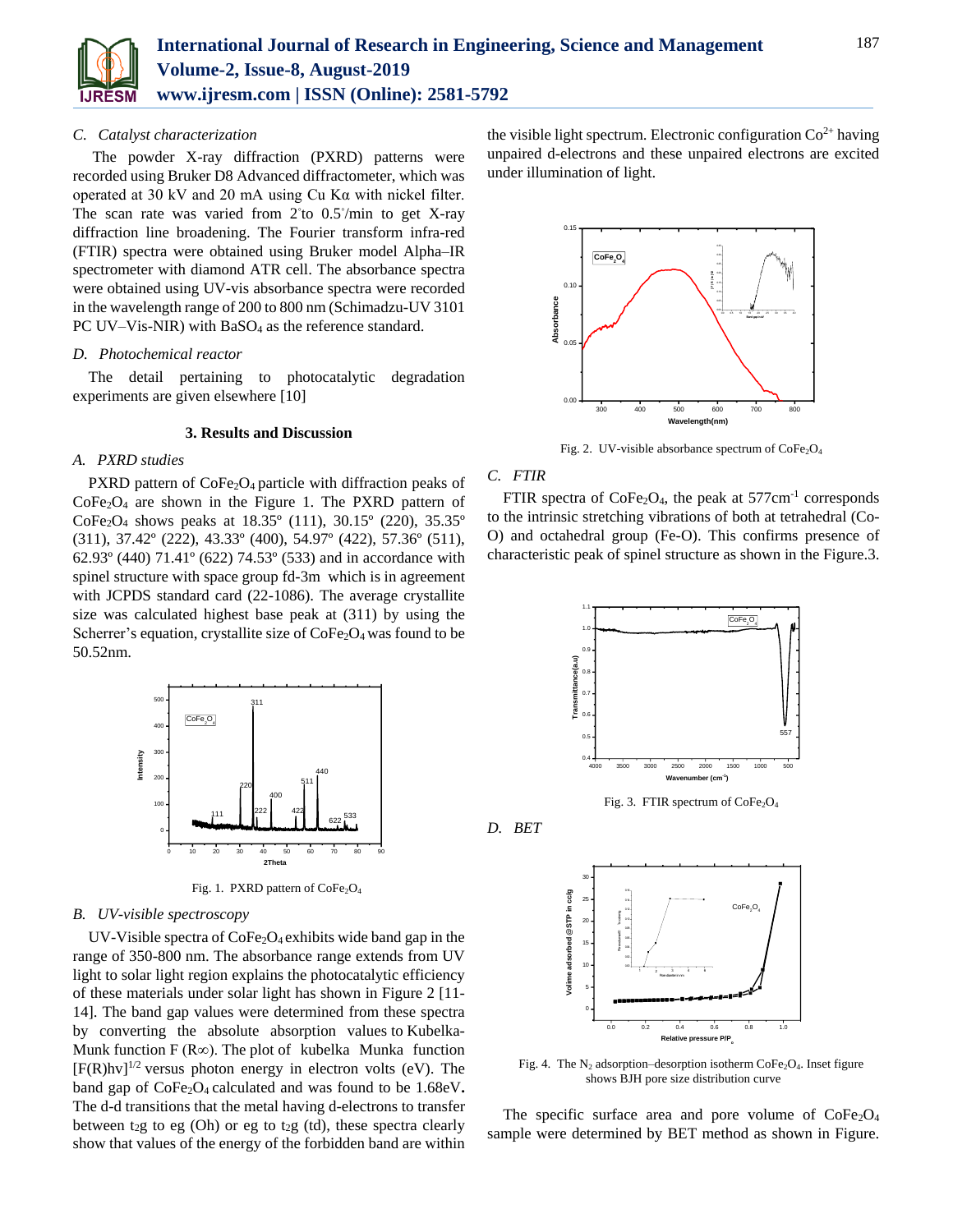### C. Catalyst characterization

The powder X-ray diffraction (PXRD) patterns were recorded using Bruker D8 Advanced diffractometer, which was operated at 30 kV and 20 mA using Cu Kα with nickel filter. The scan rate was varied from 2°to 0.5°/min to get X-ray diffraction line broadening. The Fourier transform infra-red (FTIR) spectra were obtained using Bruker model Alpha–IR spectrometer with diamond ATR cell. The absorbance spectra were obtained using UV-vis absorbance spectra were recorded in the wavelength range of 200 to 800 nm (Schimadzu-UV 3101 PC UV–Vis-NIR) with $BaSO_4$ as the reference standard.

### D. Photochemical reactor

The detail pertaining to photocatalytic degradation experiments are given elsewhere [10]

## 3. Results and Discussion

### A. PXRD studies

PXRD pattern of $CoFe_2O_4$ particle with diffraction peaks of $CoFe_2O_4$ are shown in the Figure 1. The PXRD pattern of $CoFe_2O_4$ shows peaks at 18.35º (111), 30.15º (220), 35.35º (311), 37.42º (222), 43.33º (400), 54.97º (422), 57.36º (511), 62.93º (440) 71.41º (622) 74.53º (533) and in accordance with spinel structure with space group fd-3m which is in agreement with JCPDS standard card (22-1086). The average crystallite size was calculated highest base peak at (311) by using the Scherrer's equation, crystallite size of $CoFe_2O_4$ was found to be 50.52nm.

Fig. 1. PXRD pattern of $CoFe_2O_4$

### B. UV-visible spectroscopy

UV-Visible spectra of $CoFe_2O_4$ exhibits wide band gap in the range of 350-800 nm. The absorbance range extends from UV light to solar light region explains the photocatalytic efficiency of these materials under solar light has shown in Figure 2 [11-14]. The band gap values were determined from these spectra by converting the absolute absorption values to Kubelka-Munk function F (R∞). The plot of kubelka Munka function $[F(R)h\nu]^{1/2}$ versus photon energy in electron volts (eV). The band gap of $CoFe_2O_4$ calculated and was found to be 1.68eV**.** The d-d transitions that the metal having d-electrons to transfer between $t_2g$ to eg (Oh) or eg to $t_2g$ (td), these spectra clearly show that values of the energy of the forbidden band are within the visible light spectrum. Electronic configuration $Co^{2+}$ having unpaired d-electrons and these unpaired electrons are excited under illumination of light.

Fig. 2. UV-visible absorbance spectrum of $CoFe_2O_4$

### C. FTIR

FTIR spectra of $CoFe_2O_4$, the peak at 577cm$^{-1}$ corresponds to the intrinsic stretching vibrations of both at tetrahedral (Co-O) and octahedral group (Fe-O). This confirms presence of characteristic peak of spinel structure as shown in the Figure.3.

Fig. 3. FTIR spectrum of $CoFe_2O_4$

### D. BET

Fig. 4. The $N_2$ adsorption–desorption isotherm $CoFe_2O_4$. Inset figure shows BJH pore size distribution curve

The specific surface area and pore volume of $CoFe_2O_4$ sample were determined by BET method as shown in Figure.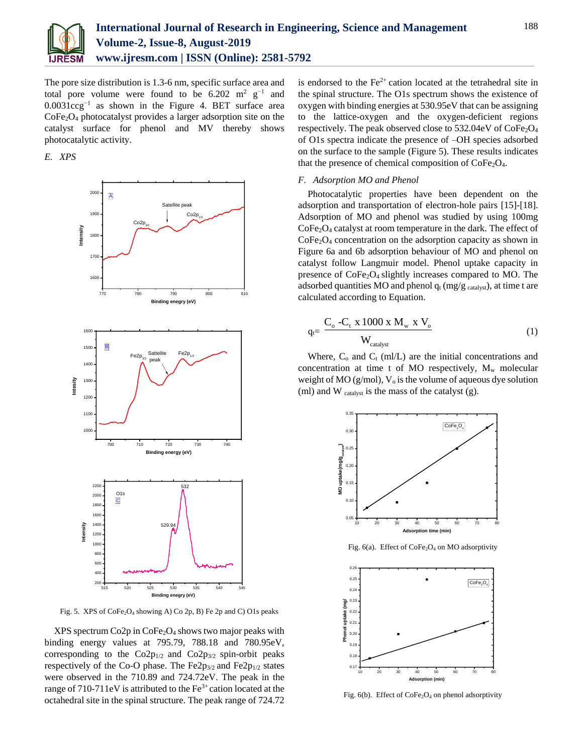The pore size distribution is 1.3-6 nm, specific surface area and total pore volume were found to be 6.202 $m^2$ $g^{-1}$ and 0.0031ccg$^{-1}$ as shown in the Figure 4. BET surface area $CoFe_2O_4$ photocatalyst provides a larger adsorption site on the catalyst surface for phenol and MV thereby shows photocatalytic activity.

### *E. XPS*

Fig. 5. XPS of $CoFe_2O_4$ showing A) Co 2p, B) Fe 2p and C) O1s peaks

XPS spectrum Co2p in $CoFe_2O_4$ shows two major peaks with binding energy values at 795.79, 788.18 and 780.95eV, corresponding to the $Co2p_{1/2}$ and $Co2p_{3/2}$ spin-orbit peaks respectively of the Co-O phase. The $Fe2p_{3/2}$ and $Fe2p_{1/2}$ states were observed in the 710.89 and 724.72eV. The peak in the range of 710-711eV is attributed to the $Fe^{3+}$ cation located at the octahedral site in the spinal structure. The peak range of 724.72 is endorsed to the $Fe^{2+}$ cation located at the tetrahedral site in the spinal structure. The O1s spectrum shows the existence of oxygen with binding energies at 530.95eV that can be assigning to the lattice-oxygen and the oxygen-deficient regions respectively. The peak observed close to 532.04eV of $CoFe_2O_4$ of O1s spectra indicate the presence of –OH species adsorbed on the surface to the sample (Figure 5). These results indicates that the presence of chemical composition of $CoFe_2O_4$.

### *F. Adsorption MO and Phenol*

Photocatalytic properties have been dependent on the adsorption and transportation of electron-hole pairs [15]-[18]. Adsorption of MO and phenol was studied by using 100mg $CoFe_2O_4$ catalyst at room temperature in the dark. The effect of $CoFe_2O_4$ concentration on the adsorption capacity as shown in Figure 6a and 6b adsorption behaviour of MO and phenol on catalyst follow Langmuir model. Phenol uptake capacity in presence of $CoFe_2O_4$ slightly increases compared to MO. The adsorbed quantities MO and phenol $q_t$ (mg/g $_{catalyst}$), at time t are calculated according to Equation.

$$q_t = \frac{C_o - C_t \times 1000 \times M_w \times V_o}{W_{catalyst}} \quad (1)$$

Where, $C_o$ and $C_t$ (ml/L) are the initial concentrations and concentration at time t of MO respectively, $M_w$ molecular weight of MO (g/mol), $V_o$ is the volume of aqueous dye solution (ml) and $W_{catalyst}$ is the mass of the catalyst (g).

Fig. 6(a). Effect of $CoFe_2O_4$ on MO adsorptivity

Fig. 6(b). Effect of $CoFe_2O_4$ on phenol adsorptivity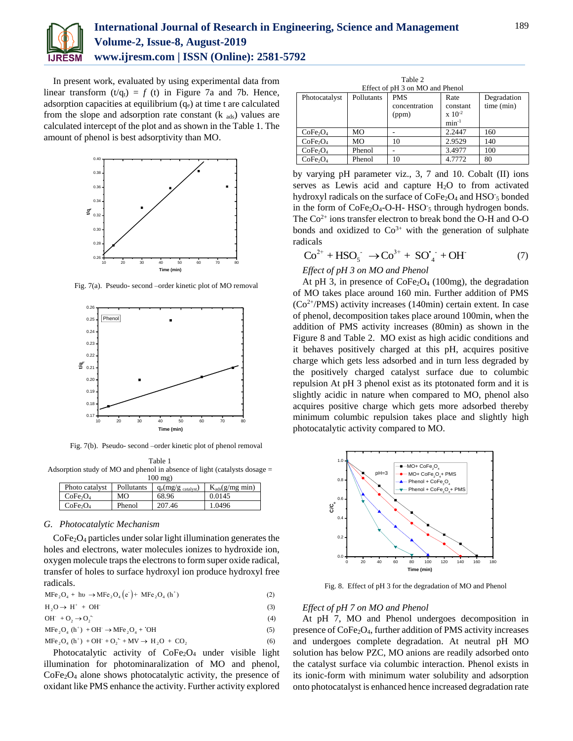In present work, evaluated by using experimental data from linear transform ($t/q_t$) = $f$ (t) in Figure 7a and 7b. Hence, adsorption capacities at equilibrium ($q_e$) at time t are calculated from the slope and adsorption rate constant ($k_{ads}$) values are calculated intercept of the plot and as shown in the Table 1. The amount of phenol is best adsorptivity than MO.

Fig. 7(a). Pseudo- second –order kinetic plot of MO removal

Fig. 7(b). Pseudo- second –order kinetic plot of phenol removal

Table 1
Adsorption study of MO and phenol in absence of light (catalysts dosage = 100 mg)

| Photo catalyst | Pollutants | $q_e$(mg/g $_{catalyst}$) | $K_{ads}$(g/mg min) |
|---|---|---|---|
| $CoFe_2O_4$ | MO | 68.96 | 0.0145 |
| $CoFe_2O_4$ | Phenol | 207.46 | 1.0496 |

## G. *Photocatalytic Mechanism*

$CoFe_2O_4$ particles under solar light illumination generates the holes and electrons, water molecules ionizes to hydroxide ion, oxygen molecule traps the electrons to form super oxide radical, transfer of holes to surface hydroxyl ion produce hydroxyl free radicals.

$$MFe_2O_4 + h\upsilon \rightarrow MFe_2O_4\left(e^-\right) + MFe_2O_4\ (h^+) \quad (2)$$

$$H_2O \rightarrow H^+ + OH^- \quad (3)$$

$$OH^- + O_2 \rightarrow O_2^{\bullet-} \quad (4)$$

$$MFe_2O_4\ (h^+) + OH^- \rightarrow MFe_2O_4 + {}^{\bullet}OH \quad (5)$$

$$MFe_2O_4\ (h^+) + OH^- + O_2^{\bullet-} + MV \rightarrow H_2O + CO_2 \quad (6)$$

Photocatalytic activity of $CoFe_2O_4$ under visible light illumination for photominaralization of MO and phenol, $CoFe_2O_4$ alone shows photocatalytic activity, the presence of oxidant like PMS enhance the activity. Further activity explored by varying pH parameter viz., 3, 7 and 10. Cobalt (II) ions serves as Lewis acid and capture $H_2O$ to from activated hydroxyl radicals on the surface of $CoFe_2O_4$ and $HSO_5^-$ bonded in the form of $CoFe_2O_4$-O-H- $HSO_5^-$ through hydrogen bonds. The $Co^{2+}$ ions transfer electron to break bond the O-H and O-O bonds and oxidized to $Co^{3+}$ with the generation of sulphate radicals

$$Co^{2+} + HSO_5^- \rightarrow Co^{3+} + SO_4^{\bullet-} + OH^- \quad (7)$$

Table 2
Effect of pH 3 on MO and Phenol

| Photocatalyst | Pollutants | PMS concentration (ppm) | Rate constant x $10^{-2}$ $min^{-1}$ | Degradation time (min) |
|---|---|---|---|---|
| $CoFe_2O_4$ | MO | - | 2.2447 | 160 |
| $CoFe_2O_4$ | MO | 10 | 2.9529 | 140 |
| $CoFe_2O_4$ | Phenol | - | 3.4977 | 100 |
| $CoFe_2O_4$ | Phenol | 10 | 4.7772 | 80 |

*Effect of pH 3 on MO and Phenol*

At pH 3, in presence of $CoFe_2O_4$ (100mg), the degradation of MO takes place around 160 min. Further addition of PMS ($Co^{2+}$/PMS) activity increases (140min) certain extent. In case of phenol, decomposition takes place around 100min, when the addition of PMS activity increases (80min) as shown in the Figure 8 and Table 2. MO exist as high acidic conditions and it behaves positively charged at this pH, acquires positive charge which gets less adsorbed and in turn less degraded by the positively charged catalyst surface due to columbic repulsion At pH 3 phenol exist as its ptotonated form and it is slightly acidic in nature when compared to MO, phenol also acquires positive charge which gets more adsorbed thereby minimum columbic repulsion takes place and slightly high photocatalytic activity compared to MO.

Fig. 8. Effect of pH 3 for the degradation of MO and Phenol

*Effect of pH 7 on MO and Phenol*

At pH 7, MO and Phenol undergoes decomposition in presence of $CoFe_2O_4$, further addition of PMS activity increases and undergoes complete degradation. At neutral pH MO solution has below PZC, MO anions are readily adsorbed onto the catalyst surface via columbic interaction. Phenol exists in its ionic-form with minimum water solubility and adsorption onto photocatalyst is enhanced hence increased degradation rate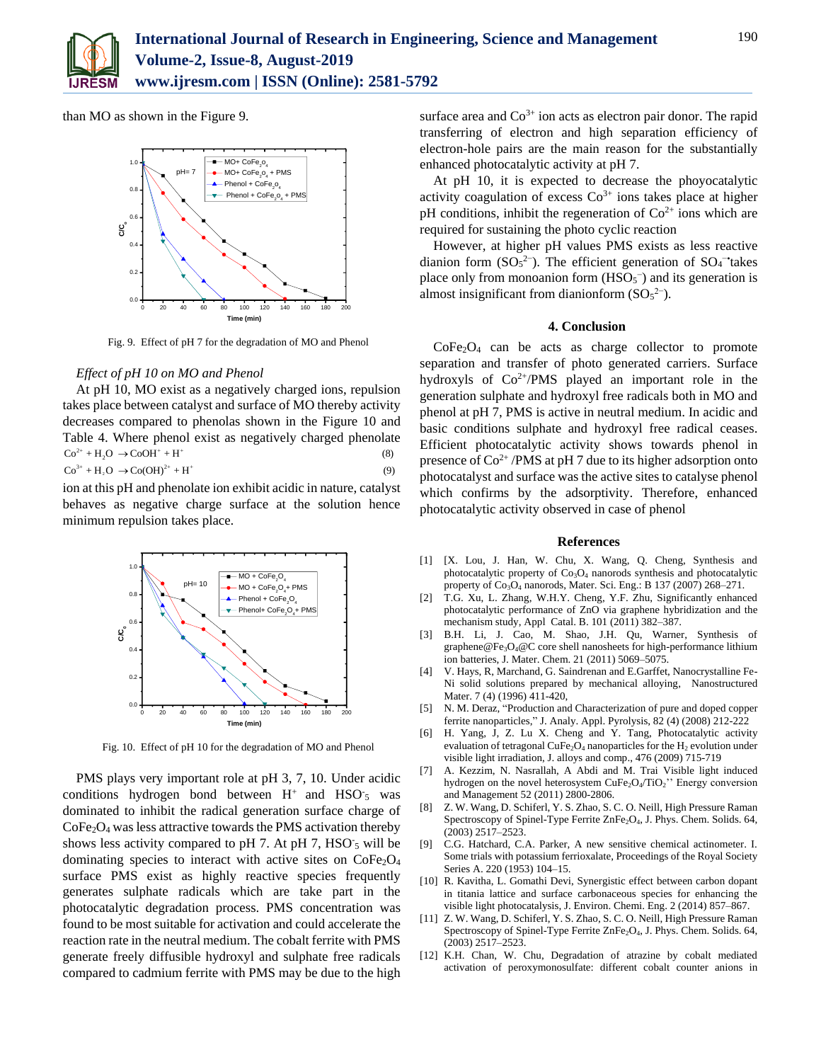than MO as shown in the Figure 9.

Fig. 9. Effect of pH 7 for the degradation of MO and Phenol

*Effect of pH 10 on MO and Phenol*

At pH 10, MO exist as a negatively charged ions, repulsion takes place between catalyst and surface of MO thereby activity decreases compared to phenolas shown in the Figure 10 and Table 4. Where phenol exist as negatively charged phenolate

$$Co^{2+} + H_2O \rightarrow CoOH^+ + H^+ \quad (8)$$

$$Co^{3+} + H_2O \rightarrow Co(OH)^{2+} + H^+ \quad (9)$$

ion at this pH and phenolate ion exhibit acidic in nature, catalyst behaves as negative charge surface at the solution hence minimum repulsion takes place.

Fig. 10. Effect of pH 10 for the degradation of MO and Phenol

PMS plays very important role at pH 3, 7, 10. Under acidic conditions hydrogen bond between $H^+$ and $HSO^-_5$ was dominated to inhibit the radical generation surface charge of $CoFe_2O_4$ was less attractive towards the PMS activation thereby shows less activity compared to pH 7. At pH 7, $HSO^-_5$ will be dominating species to interact with active sites on $CoFe_2O_4$ surface PMS exist as highly reactive species frequently generates sulphate radicals which are take part in the photocatalytic degradation process. PMS concentration was found to be most suitable for activation and could accelerate the reaction rate in the neutral medium. The cobalt ferrite with PMS generate freely diffusible hydroxyl and sulphate free radicals compared to cadmium ferrite with PMS may be due to the high surface area and $Co^{3+}$ ion acts as electron pair donor. The rapid transferring of electron and high separation efficiency of electron-hole pairs are the main reason for the substantially enhanced photocatalytic activity at pH 7.

At pH 10, it is expected to decrease the phoyocatalytic activity coagulation of excess $Co^{3+}$ ions takes place at higher pH conditions, inhibit the regeneration of $Co^{2+}$ ions which are required for sustaining the photo cyclic reaction

However, at higher pH values PMS exists as less reactive dianion form ($SO_5^{2-}$). The efficient generation of $SO_4^{\bullet-}$ takes place only from monoanion form ($HSO_5^-$) and its generation is almost insignificant from dianionform ($SO_5^{2-}$).

## 4. Conclusion

$CoFe_2O_4$ can be acts as charge collector to promote separation and transfer of photo generated carriers. Surface hydroxyls of $Co^{2+}$/PMS played an important role in the generation sulphate and hydroxyl free radicals both in MO and phenol at pH 7, PMS is active in neutral medium. In acidic and basic conditions sulphate and hydroxyl free radical ceases. Efficient photocatalytic activity shows towards phenol in presence of $Co^{2+}$ /PMS at pH 7 due to its higher adsorption onto photocatalyst and surface was the active sites to catalyse phenol which confirms by the adsorptivity. Therefore, enhanced photocatalytic activity observed in case of phenol

## References

[1] [X. Lou, J. Han, W. Chu, X. Wang, Q. Cheng, Synthesis and photocatalytic property of $Co_3O_4$ nanorods synthesis and photocatalytic property of $Co_3O_4$ nanorods, Mater. Sci. Eng.: B 137 (2007) 268–271.

[2] T.G. Xu, L. Zhang, W.H.Y. Cheng, Y.F. Zhu, Significantly enhanced photocatalytic performance of ZnO via graphene hybridization and the mechanism study, Appl Catal. B. 101 (2011) 382–387.

[3] B.H. Li, J. Cao, M. Shao, J.H. Qu, Warner, Synthesis of graphene@$Fe_3O_4$@C core shell nanosheets for high-performance lithium ion batteries, J. Mater. Chem. 21 (2011) 5069–5075.

[4] V. Hays, R, Marchand, G. Saindrenan and E.Garffet, Nanocrystalline Fe-Ni solid solutions prepared by mechanical alloying, Nanostructured Mater. 7 (4) (1996) 411-420,

[5] N. M. Deraz, "Production and Characterization of pure and doped copper ferrite nanoparticles," J. Analy. Appl. Pyrolysis, 82 (4) (2008) 212-222

[6] H. Yang, J, Z. Lu X. Cheng and Y. Tang, Photocatalytic activity evaluation of tetragonal $CuFe_2O_4$ nanoparticles for the $H_2$ evolution under visible light irradiation, J. alloys and comp., 476 (2009) 715-719

[7] A. Kezzim, N. Nasrallah, A Abdi and M. Trai Visible light induced hydrogen on the novel heterosystem $CuFe_2O_4/TiO_2$'' Energy conversion and Management 52 (2011) 2800-2806.

[8] Z. W. Wang, D. Schiferl, Y. S. Zhao, S. C. O. Neill, High Pressure Raman Spectroscopy of Spinel-Type Ferrite $ZnFe_2O_4$, J. Phys. Chem. Solids. 64, (2003) 2517–2523.

[9] C.G. Hatchard, C.A. Parker, A new sensitive chemical actinometer. I. Some trials with potassium ferrioxalate, Proceedings of the Royal Society Series A. 220 (1953) 104–15.

[10] R. Kavitha, L. Gomathi Devi, Synergistic effect between carbon dopant in titania lattice and surface carbonaceous species for enhancing the visible light photocatalysis, J. Environ. Chemi. Eng. 2 (2014) 857–867.

[11] Z. W. Wang, D. Schiferl, Y. S. Zhao, S. C. O. Neill, High Pressure Raman Spectroscopy of Spinel-Type Ferrite $ZnFe_2O_4$, J. Phys. Chem. Solids. 64, (2003) 2517–2523.

[12] K.H. Chan, W. Chu, Degradation of atrazine by cobalt mediated activation of peroxymonosulfate: different cobalt counter anions in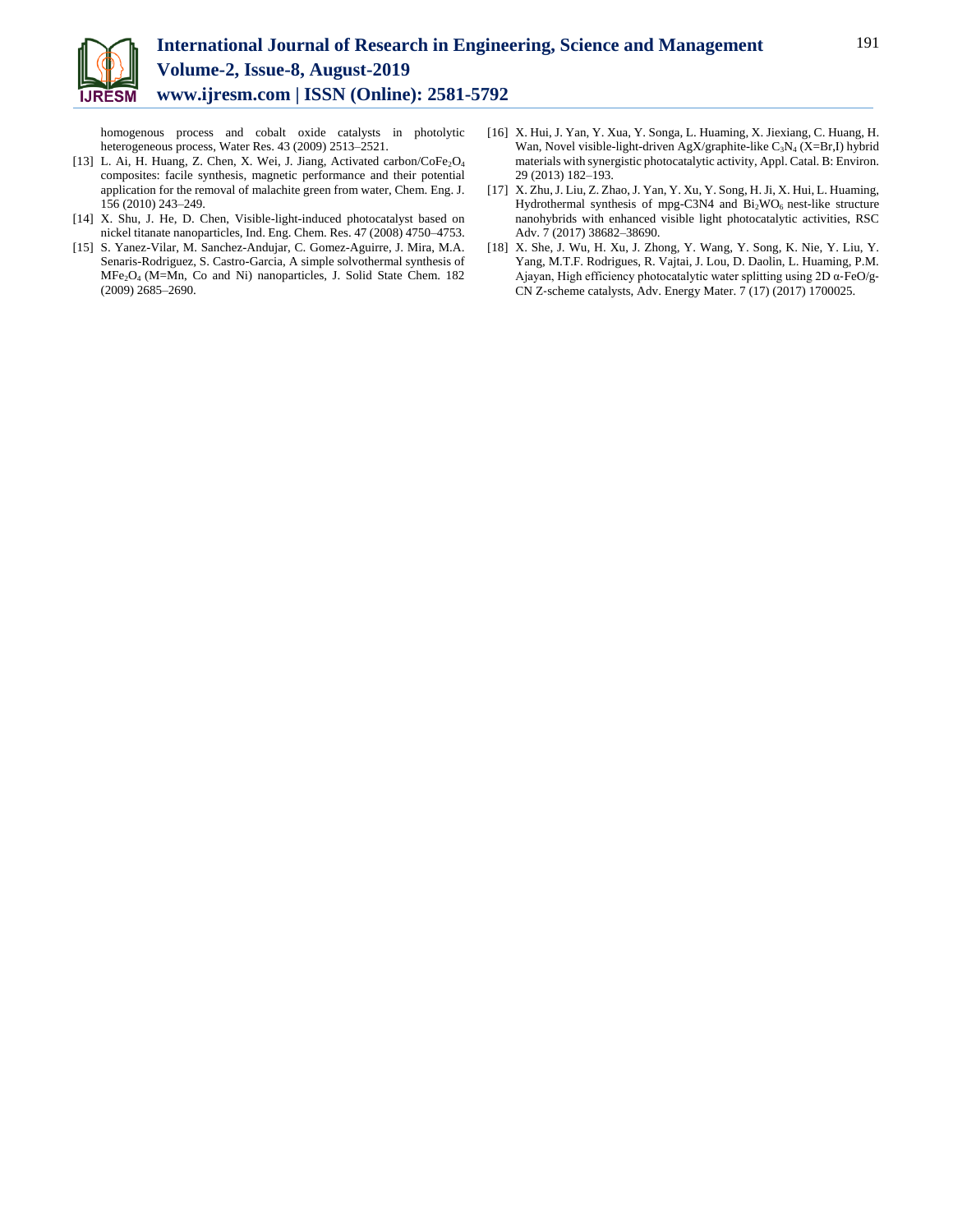homogenous process and cobalt oxide catalysts in photolytic heterogeneous process, Water Res. 43 (2009) 2513–2521.

[13] L. Ai, H. Huang, Z. Chen, X. Wei, J. Jiang, Activated carbon/$CoFe_2O_4$ composites: facile synthesis, magnetic performance and their potential application for the removal of malachite green from water, Chem. Eng. J. 156 (2010) 243–249.

[14] X. Shu, J. He, D. Chen, Visible-light-induced photocatalyst based on nickel titanate nanoparticles, Ind. Eng. Chem. Res. 47 (2008) 4750–4753.

[15] S. Yanez-Vilar, M. Sanchez-Andujar, C. Gomez-Aguirre, J. Mira, M.A. Senaris-Rodriguez, S. Castro-Garcia, A simple solvothermal synthesis of $MFe_2O_4$ (M=Mn, Co and Ni) nanoparticles, J. Solid State Chem. 182 (2009) 2685–2690.

[16] X. Hui, J. Yan, Y. Xua, Y. Songa, L. Huaming, X. Jiexiang, C. Huang, H. Wan, Novel visible-light-driven AgX/graphite-like $C_3N_4$ (X=Br,I) hybrid materials with synergistic photocatalytic activity, Appl. Catal. B: Environ. 29 (2013) 182–193.

[17] X. Zhu, J. Liu, Z. Zhao, J. Yan, Y. Xu, Y. Song, H. Ji, X. Hui, L. Huaming, Hydrothermal synthesis of mpg-C3N4 and $Bi_2WO_6$ nest-like structure nanohybrids with enhanced visible light photocatalytic activities, RSC Adv. 7 (2017) 38682–38690.

[18] X. She, J. Wu, H. Xu, J. Zhong, Y. Wang, Y. Song, K. Nie, Y. Liu, Y. Yang, M.T.F. Rodrigues, R. Vajtai, J. Lou, D. Daolin, L. Huaming, P.M. Ajayan, High efficiency photocatalytic water splitting using 2D α-FeO/g-CN Z-scheme catalysts, Adv. Energy Mater. 7 (17) (2017) 1700025.